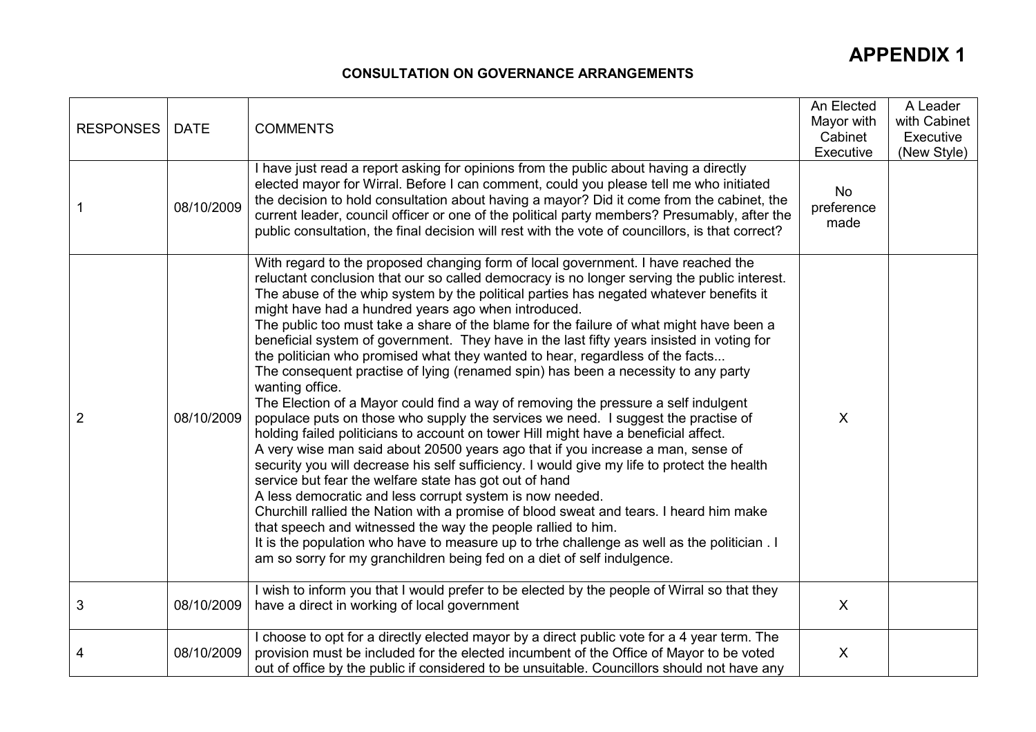# APPENDIX 1

## CONSULTATION ON GOVERNANCE ARRANGEMENTS

| RESPONSES | DATE | COMMENTS | An Elected Mayor with Cabinet Executive | A Leader with Cabinet Executive (New Style) |
|---|---|---|---|---|
| 1 | 08/10/2009 | I have just read a report asking for opinions from the public about having a directly elected mayor for Wirral. Before I can comment, could you please tell me who initiated the decision to hold consultation about having a mayor? Did it come from the cabinet, the current leader, council officer or one of the political party members? Presumably, after the public consultation, the final decision will rest with the vote of councillors, is that correct? | No preference made | |
| 2 | 08/10/2009 | With regard to the proposed changing form of local government. I have reached the reluctant conclusion that our so called democracy is no longer serving the public interest. The abuse of the whip system by the political parties has negated whatever benefits it might have had a hundred years ago when introduced.<br>The public too must take a share of the blame for the failure of what might have been a beneficial system of government. They have in the last fifty years insisted in voting for the politician who promised what they wanted to hear, regardless of the facts...<br>The consequent practise of lying (renamed spin) has been a necessity to any party wanting office.<br>The Election of a Mayor could find a way of removing the pressure a self indulgent populace puts on those who supply the services we need. I suggest the practise of holding failed politicians to account on tower Hill might have a beneficial affect.<br>A very wise man said about 20500 years ago that if you increase a man, sense of security you will decrease his self sufficiency. I would give my life to protect the health service but fear the welfare state has got out of hand<br>A less democratic and less corrupt system is now needed.<br>Churchill rallied the Nation with a promise of blood sweat and tears. I heard him make that speech and witnessed the way the people rallied to him.<br>It is the population who have to measure up to trhe challenge as well as the politician . I am so sorry for my granchildren being fed on a diet of self indulgence. | X | |
| 3 | 08/10/2009 | I wish to inform you that I would prefer to be elected by the people of Wirral so that they have a direct in working of local government | X | |
| 4 | 08/10/2009 | I choose to opt for a directly elected mayor by a direct public vote for a 4 year term. The provision must be included for the elected incumbent of the Office of Mayor to be voted out of office by the public if considered to be unsuitable. Councillors should not have any | X | |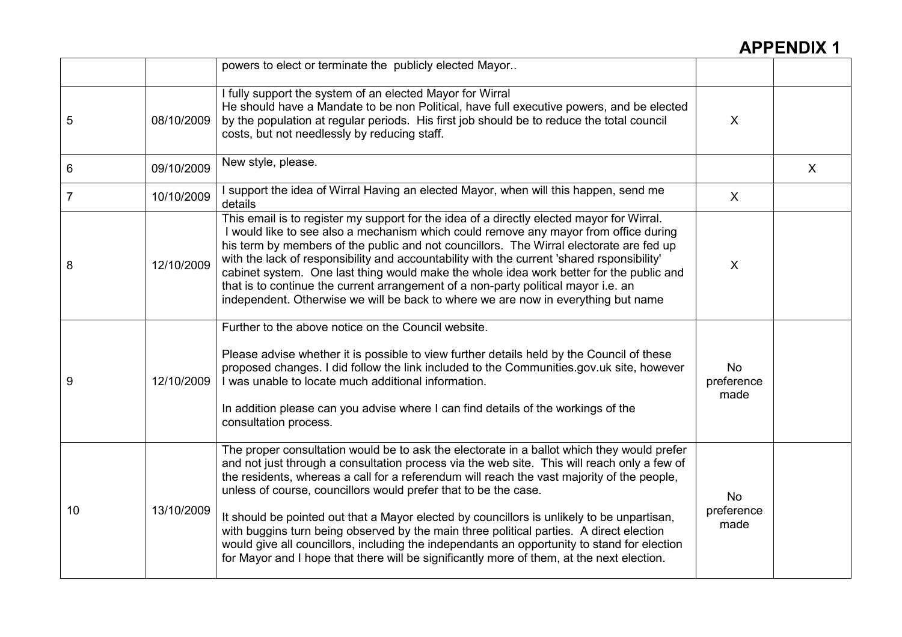# APPENDIX 1

| | | | | |
|---|---|---|---|---|
| | | powers to elect or terminate the publicly elected Mayor.. | | |
| 5 | 08/10/2009 | I fully support the system of an elected Mayor for Wirral<br>He should have a Mandate to be non Political, have full executive powers, and be elected by the population at regular periods. His first job should be to reduce the total council costs, but not needlessly by reducing staff. | X | |
| 6 | 09/10/2009 | New style, please. | | X |
| 7 | 10/10/2009 | I support the idea of Wirral Having an elected Mayor, when will this happen, send me details | X | |
| 8 | 12/10/2009 | This email is to register my support for the idea of a directly elected mayor for Wirral. I would like to see also a mechanism which could remove any mayor from office during his term by members of the public and not councillors. The Wirral electorate are fed up with the lack of responsibility and accountability with the current 'shared rsponsibility' cabinet system. One last thing would make the whole idea work better for the public and that is to continue the current arrangement of a non-party political mayor i.e. an independent. Otherwise we will be back to where we are now in everything but name | X | |
| 9 | 12/10/2009 | Further to the above notice on the Council website.<br><br>Please advise whether it is possible to view further details held by the Council of these proposed changes. I did follow the link included to the Communities.gov.uk site, however I was unable to locate much additional information.<br><br>In addition please can you advise where I can find details of the workings of the consultation process. | No preference made | |
| 10 | 13/10/2009 | The proper consultation would be to ask the electorate in a ballot which they would prefer and not just through a consultation process via the web site. This will reach only a few of the residents, whereas a call for a referendum will reach the vast majority of the people, unless of course, councillors would prefer that to be the case.<br><br>It should be pointed out that a Mayor elected by councillors is unlikely to be unpartisan, with buggins turn being observed by the main three political parties. A direct election would give all councillors, including the independants an opportunity to stand for election for Mayor and I hope that there will be significantly more of them, at the next election. | No preference made | |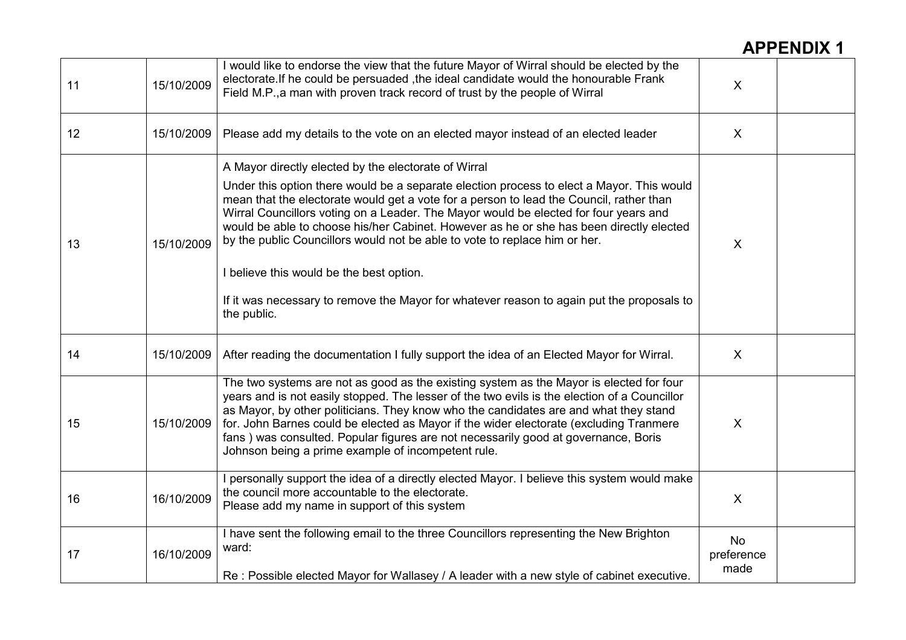# APPENDIX 1

| | | | | |
|---|---|---|---|---|
| 11 | 15/10/2009 | I would like to endorse the view that the future Mayor of Wirral should be elected by the electorate.If he could be persuaded ,the ideal candidate would the honourable Frank Field M.P.,a man with proven track record of trust by the people of Wirral | X | |
| 12 | 15/10/2009 | Please add my details to the vote on an elected mayor instead of an elected leader | X | |
| 13 | 15/10/2009 | A Mayor directly elected by the electorate of Wirral<br><br>Under this option there would be a separate election process to elect a Mayor. This would mean that the electorate would get a vote for a person to lead the Council, rather than Wirral Councillors voting on a Leader. The Mayor would be elected for four years and would be able to choose his/her Cabinet. However as he or she has been directly elected by the public Councillors would not be able to vote to replace him or her.<br><br>I believe this would be the best option.<br><br>If it was necessary to remove the Mayor for whatever reason to again put the proposals to the public. | X | |
| 14 | 15/10/2009 | After reading the documentation I fully support the idea of an Elected Mayor for Wirral. | X | |
| 15 | 15/10/2009 | The two systems are not as good as the existing system as the Mayor is elected for four years and is not easily stopped. The lesser of the two evils is the election of a Councillor as Mayor, by other politicians. They know who the candidates are and what they stand for. John Barnes could be elected as Mayor if the wider electorate (excluding Tranmere fans ) was consulted. Popular figures are not necessarily good at governance, Boris Johnson being a prime example of incompetent rule. | X | |
| 16 | 16/10/2009 | I personally support the idea of a directly elected Mayor. I believe this system would make the council more accountable to the electorate.<br>Please add my name in support of this system | X | |
| 17 | 16/10/2009 | I have sent the following email to the three Councillors representing the New Brighton ward:<br><br>Re : Possible elected Mayor for Wallasey / A leader with a new style of cabinet executive. | No preference made | |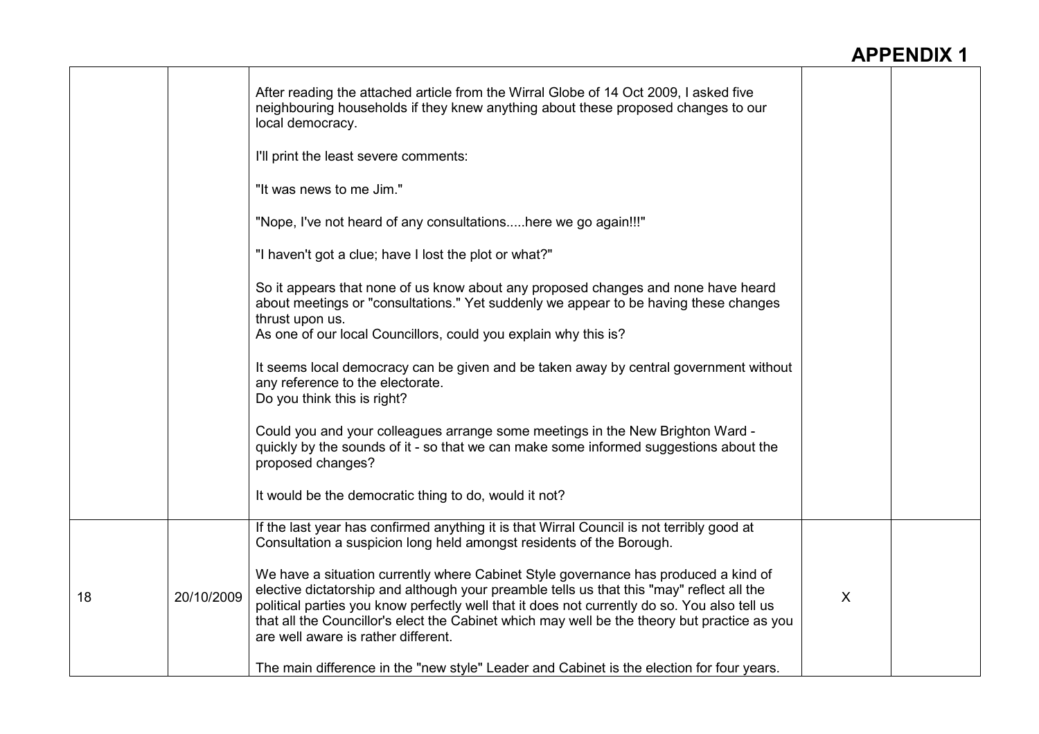# APPENDIX 1

| | | | | |
|---|---|---|---|---|
| | | After reading the attached article from the Wirral Globe of 14 Oct 2009, I asked five neighbouring households if they knew anything about these proposed changes to our local democracy.<br><br>I'll print the least severe comments:<br><br>"It was news to me Jim."<br><br>"Nope, I've not heard of any consultations.....here we go again!!!"<br><br>"I haven't got a clue; have I lost the plot or what?"<br><br>So it appears that none of us know about any proposed changes and none have heard about meetings or "consultations." Yet suddenly we appear to be having these changes thrust upon us.<br>As one of our local Councillors, could you explain why this is?<br><br>It seems local democracy can be given and be taken away by central government without any reference to the electorate.<br>Do you think this is right?<br><br>Could you and your colleagues arrange some meetings in the New Brighton Ward - quickly by the sounds of it - so that we can make some informed suggestions about the proposed changes?<br><br>It would be the democratic thing to do, would it not? | | |
| 18 | 20/10/2009 | If the last year has confirmed anything it is that Wirral Council is not terribly good at Consultation a suspicion long held amongst residents of the Borough.<br><br>We have a situation currently where Cabinet Style governance has produced a kind of elective dictatorship and although your preamble tells us that this "may" reflect all the political parties you know perfectly well that it does not currently do so. You also tell us that all the Councillor's elect the Cabinet which may well be the theory but practice as you are well aware is rather different.<br><br>The main difference in the "new style" Leader and Cabinet is the election for four years. | X | |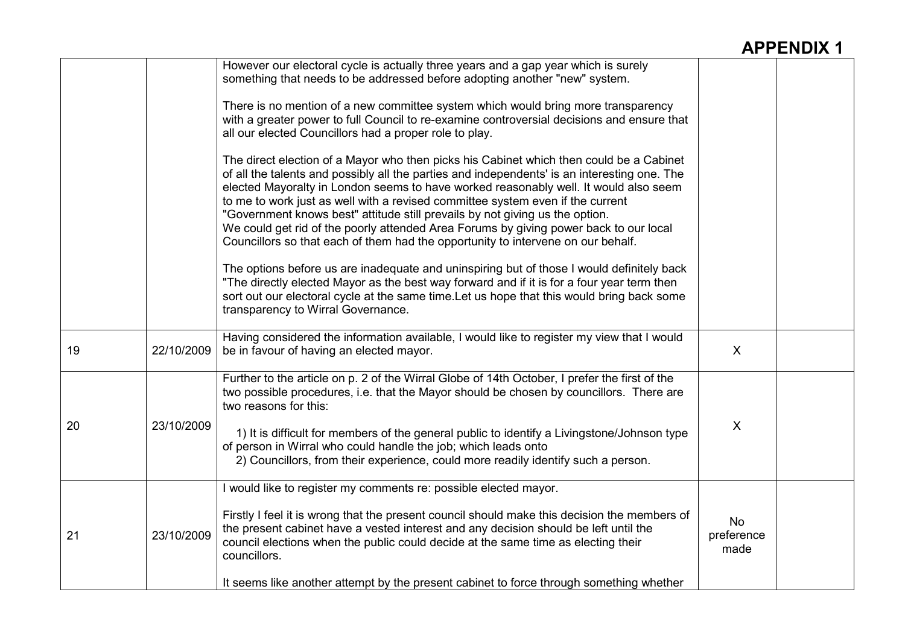## APPENDIX 1

| | | | | |
|---|---|---|---|---|
| | | However our electoral cycle is actually three years and a gap year which is surely something that needs to be addressed before adopting another "new" system.<br><br>There is no mention of a new committee system which would bring more transparency with a greater power to full Council to re-examine controversial decisions and ensure that all our elected Councillors had a proper role to play.<br><br>The direct election of a Mayor who then picks his Cabinet which then could be a Cabinet of all the talents and possibly all the parties and independents' is an interesting one. The elected Mayoralty in London seems to have worked reasonably well. It would also seem to me to work just as well with a revised committee system even if the current "Government knows best" attitude still prevails by not giving us the option.<br>We could get rid of the poorly attended Area Forums by giving power back to our local Councillors so that each of them had the opportunity to intervene on our behalf.<br><br>The options before us are inadequate and uninspiring but of those I would definitely back "The directly elected Mayor as the best way forward and if it is for a four year term then sort out our electoral cycle at the same time.Let us hope that this would bring back some transparency to Wirral Governance. | | |
| 19 | 22/10/2009 | Having considered the information available, I would like to register my view that I would be in favour of having an elected mayor. | X | |
| 20 | 23/10/2009 | Further to the article on p. 2 of the Wirral Globe of 14th October, I prefer the first of the two possible procedures, i.e. that the Mayor should be chosen by councillors. There are two reasons for this:<br><br>1) It is difficult for members of the general public to identify a Livingstone/Johnson type of person in Wirral who could handle the job; which leads onto<br>2) Councillors, from their experience, could more readily identify such a person. | X | |
| 21 | 23/10/2009 | I would like to register my comments re: possible elected mayor.<br><br>Firstly I feel it is wrong that the present council should make this decision the members of the present cabinet have a vested interest and any decision should be left until the council elections when the public could decide at the same time as electing their councillors.<br><br>It seems like another attempt by the present cabinet to force through something whether | No preference made | |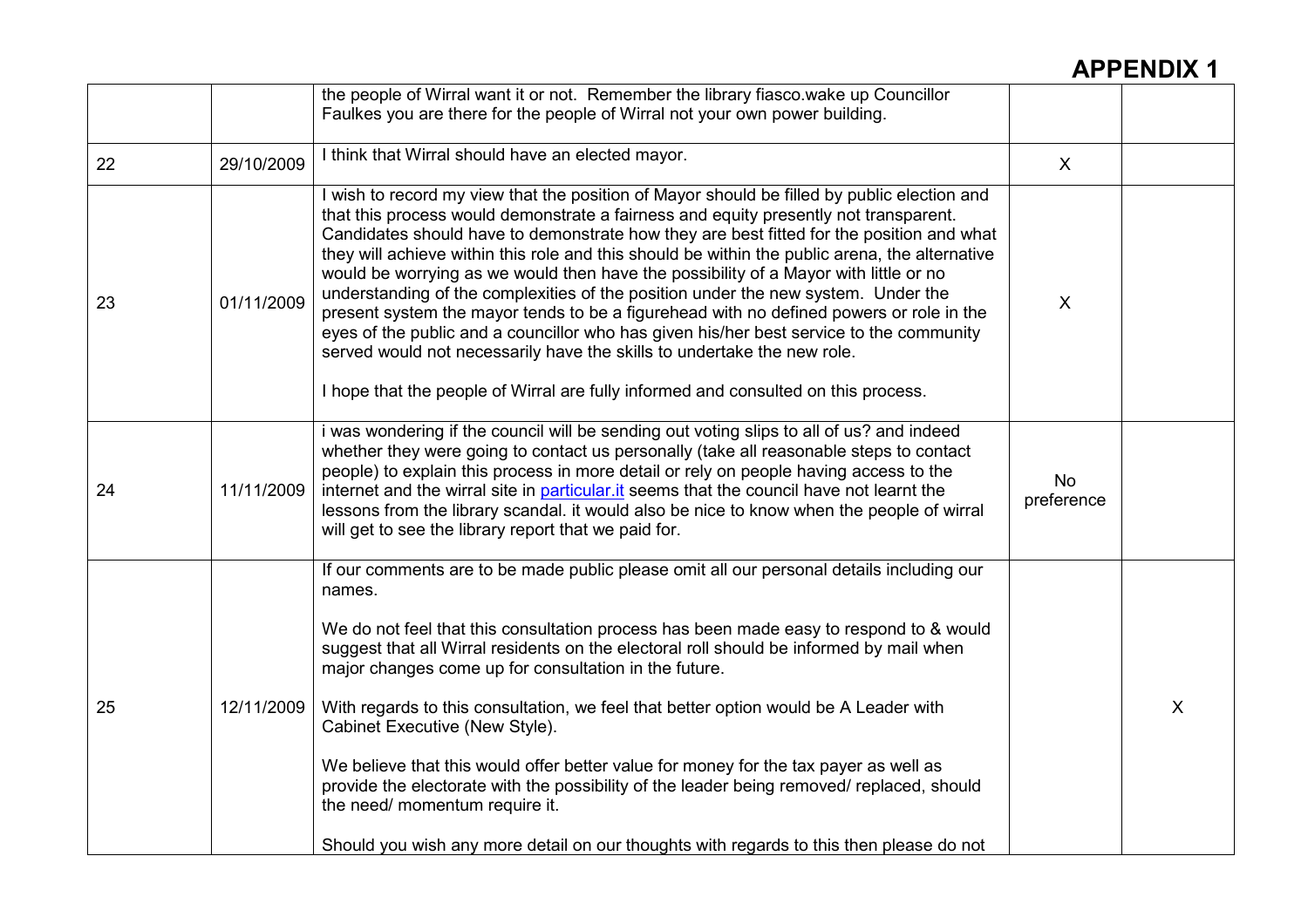# APPENDIX 1

| | | | | |
|---|---|---|---|---|
| | | the people of Wirral want it or not. Remember the library fiasco.wake up Councillor Faulkes you are there for the people of Wirral not your own power building. | | |
| 22 | 29/10/2009 | I think that Wirral should have an elected mayor. | X | |
| 23 | 01/11/2009 | I wish to record my view that the position of Mayor should be filled by public election and that this process would demonstrate a fairness and equity presently not transparent. Candidates should have to demonstrate how they are best fitted for the position and what they will achieve within this role and this should be within the public arena, the alternative would be worrying as we would then have the possibility of a Mayor with little or no understanding of the complexities of the position under the new system. Under the present system the mayor tends to be a figurehead with no defined powers or role in the eyes of the public and a councillor who has given his/her best service to the community served would not necessarily have the skills to undertake the new role.<br><br>I hope that the people of Wirral are fully informed and consulted on this process. | X | |
| 24 | 11/11/2009 | i was wondering if the council will be sending out voting slips to all of us? and indeed whether they were going to contact us personally (take all reasonable steps to contact people) to explain this process in more detail or rely on people having access to the internet and the wirral site in particular.it seems that the council have not learnt the lessons from the library scandal. it would also be nice to know when the people of wirral will get to see the library report that we paid for. | No preference | |
| 25 | 12/11/2009 | If our comments are to be made public please omit all our personal details including our names.<br><br>We do not feel that this consultation process has been made easy to respond to & would suggest that all Wirral residents on the electoral roll should be informed by mail when major changes come up for consultation in the future.<br><br>With regards to this consultation, we feel that better option would be A Leader with Cabinet Executive (New Style).<br><br>We believe that this would offer better value for money for the tax payer as well as provide the electorate with the possibility of the leader being removed/ replaced, should the need/ momentum require it.<br><br>Should you wish any more detail on our thoughts with regards to this then please do not | | X |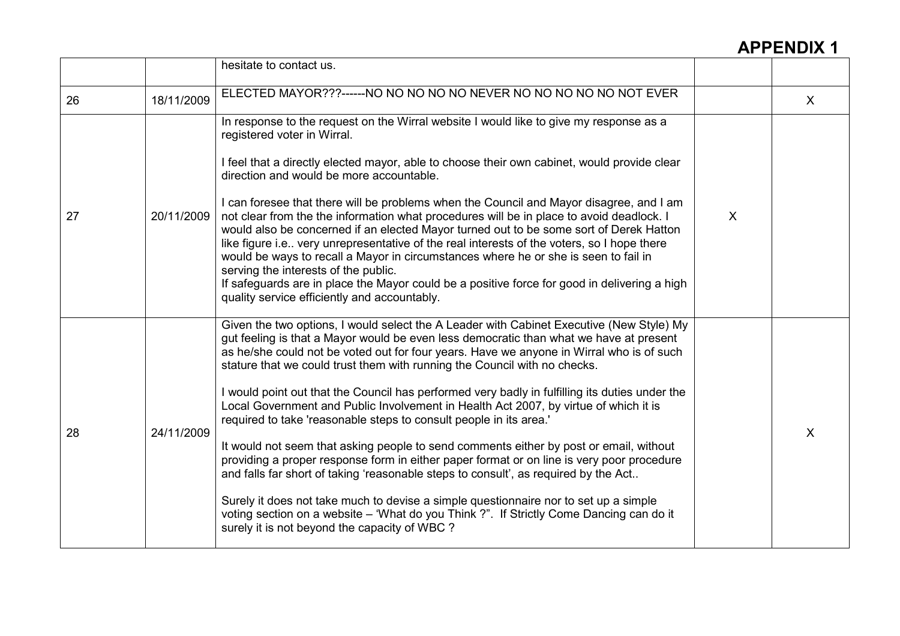# APPENDIX 1

| | | | | |
|---|---|---|---|---|
| | | hesitate to contact us. | | |
| 26 | 18/11/2009 | ELECTED MAYOR???------NO NO NO NO NO NEVER NO NO NO NO NO NOT EVER | | X |
| 27 | 20/11/2009 | In response to the request on the Wirral website I would like to give my response as a registered voter in Wirral.<br><br>I feel that a directly elected mayor, able to choose their own cabinet, would provide clear direction and would be more accountable.<br><br>I can foresee that there will be problems when the Council and Mayor disagree, and I am not clear from the the information what procedures will be in place to avoid deadlock. I would also be concerned if an elected Mayor turned out to be some sort of Derek Hatton like figure i.e.. very unrepresentative of the real interests of the voters, so I hope there would be ways to recall a Mayor in circumstances where he or she is seen to fail in serving the interests of the public.<br>If safeguards are in place the Mayor could be a positive force for good in delivering a high quality service efficiently and accountably. | X | |
| 28 | 24/11/2009 | Given the two options, I would select the A Leader with Cabinet Executive (New Style) My gut feeling is that a Mayor would be even less democratic than what we have at present as he/she could not be voted out for four years. Have we anyone in Wirral who is of such stature that we could trust them with running the Council with no checks.<br><br>I would point out that the Council has performed very badly in fulfilling its duties under the Local Government and Public Involvement in Health Act 2007, by virtue of which it is required to take 'reasonable steps to consult people in its area.'<br><br>It would not seem that asking people to send comments either by post or email, without providing a proper response form in either paper format or on line is very poor procedure and falls far short of taking 'reasonable steps to consult', as required by the Act..<br><br>Surely it does not take much to devise a simple questionnaire nor to set up a simple voting section on a website – 'What do you Think ?". If Strictly Come Dancing can do it surely it is not beyond the capacity of WBC ? | | X |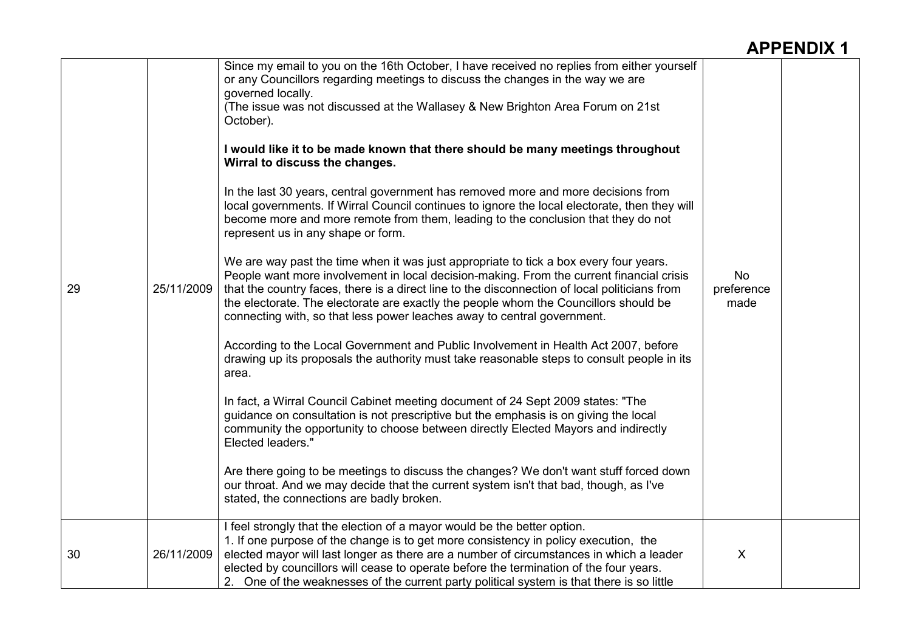# APPENDIX 1

| | | | | |
|---|---|---|---|---|
| 29 | 25/11/2009 | Since my email to you on the 16th October, I have received no replies from either yourself or any Councillors regarding meetings to discuss the changes in the way we are governed locally.<br>(The issue was not discussed at the Wallasey & New Brighton Area Forum on 21st October).<br><br>**I would like it to be made known that there should be many meetings throughout Wirral to discuss the changes.**<br><br>In the last 30 years, central government has removed more and more decisions from local governments. If Wirral Council continues to ignore the local electorate, then they will become more and more remote from them, leading to the conclusion that they do not represent us in any shape or form.<br><br>We are way past the time when it was just appropriate to tick a box every four years. People want more involvement in local decision-making. From the current financial crisis that the country faces, there is a direct line to the disconnection of local politicians from the electorate. The electorate are exactly the people whom the Councillors should be connecting with, so that less power leaches away to central government.<br><br>According to the Local Government and Public Involvement in Health Act 2007, before drawing up its proposals the authority must take reasonable steps to consult people in its area.<br><br>In fact, a Wirral Council Cabinet meeting document of 24 Sept 2009 states: "The guidance on consultation is not prescriptive but the emphasis is on giving the local community the opportunity to choose between directly Elected Mayors and indirectly Elected leaders."<br><br>Are there going to be meetings to discuss the changes? We don't want stuff forced down our throat. And we may decide that the current system isn't that bad, though, as I've stated, the connections are badly broken. | No preference made | |
| 30 | 26/11/2009 | I feel strongly that the election of a mayor would be the better option.<br>1. If one purpose of the change is to get more consistency in policy execution, the elected mayor will last longer as there are a number of circumstances in which a leader elected by councillors will cease to operate before the termination of the four years.<br>2. One of the weaknesses of the current party political system is that there is so little | X | |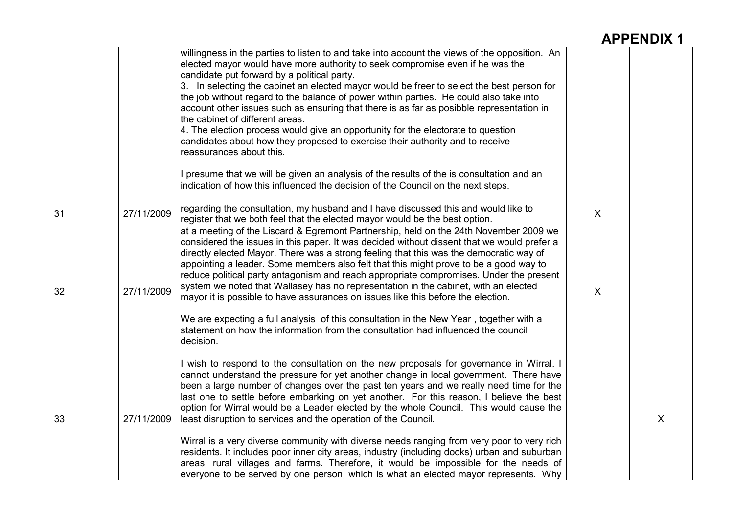# APPENDIX 1

| | | | | |
|---|---|---|---|---|
| | | willingness in the parties to listen to and take into account the views of the opposition. An elected mayor would have more authority to seek compromise even if he was the candidate put forward by a political party.<br>3. In selecting the cabinet an elected mayor would be freer to select the best person for the job without regard to the balance of power within parties. He could also take into account other issues such as ensuring that there is as far as posibble representation in the cabinet of different areas.<br>4. The election process would give an opportunity for the electorate to question candidates about how they proposed to exercise their authority and to receive reassurances about this.<br><br>I presume that we will be given an analysis of the results of the is consultation and an indication of how this influenced the decision of the Council on the next steps. | | |
| 31 | 27/11/2009 | regarding the consultation, my husband and I have discussed this and would like to register that we both feel that the elected mayor would be the best option. | X | |
| 32 | 27/11/2009 | at a meeting of the Liscard & Egremont Partnership, held on the 24th November 2009 we considered the issues in this paper. It was decided without dissent that we would prefer a directly elected Mayor. There was a strong feeling that this was the democratic way of appointing a leader. Some members also felt that this might prove to be a good way to reduce political party antagonism and reach appropriate compromises. Under the present system we noted that Wallasey has no representation in the cabinet, with an elected mayor it is possible to have assurances on issues like this before the election.<br><br>We are expecting a full analysis of this consultation in the New Year , together with a statement on how the information from the consultation had influenced the council decision. | X | |
| 33 | 27/11/2009 | I wish to respond to the consultation on the new proposals for governance in Wirral. I cannot understand the pressure for yet another change in local government. There have been a large number of changes over the past ten years and we really need time for the last one to settle before embarking on yet another. For this reason, I believe the best option for Wirral would be a Leader elected by the whole Council. This would cause the least disruption to services and the operation of the Council.<br><br>Wirral is a very diverse community with diverse needs ranging from very poor to very rich residents. It includes poor inner city areas, industry (including docks) urban and suburban areas, rural villages and farms. Therefore, it would be impossible for the needs of everyone to be served by one person, which is what an elected mayor represents. Why | | X |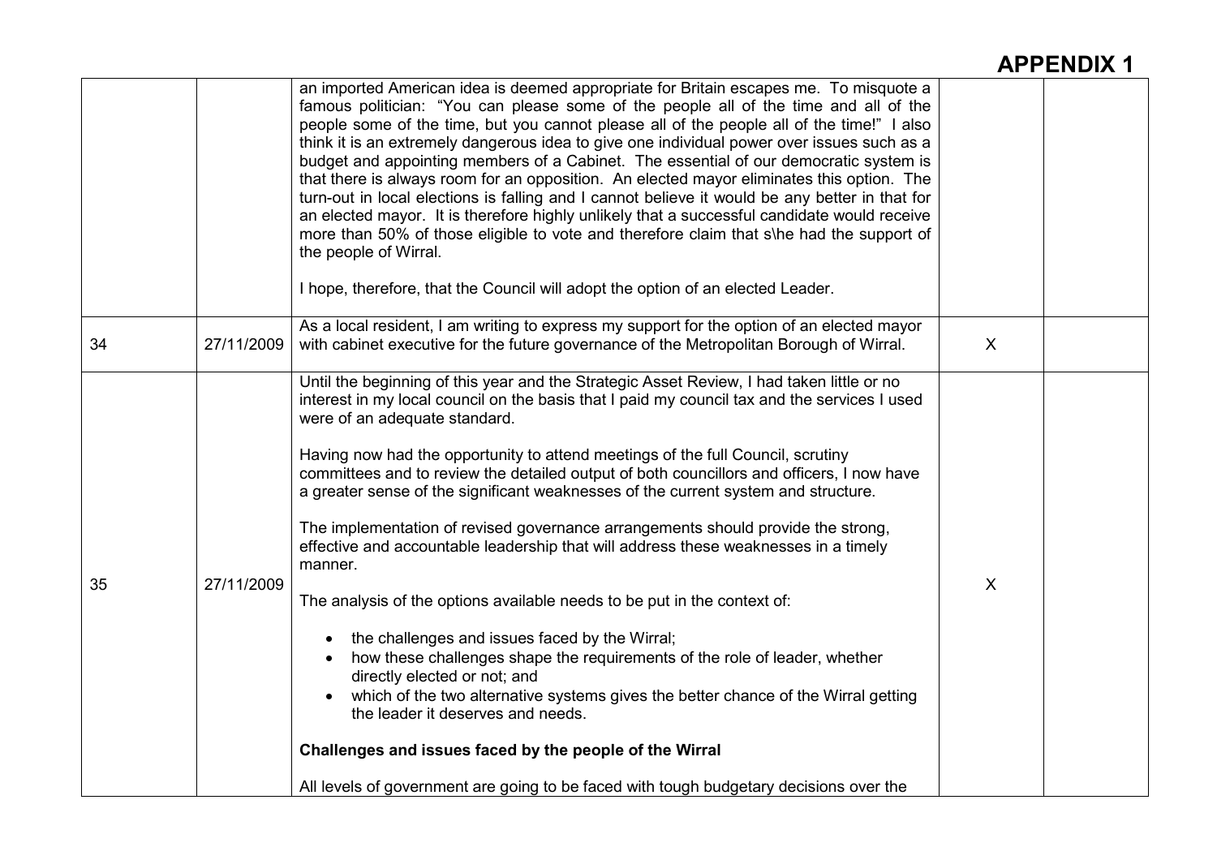# APPENDIX 1

| | | | | |
|---|---|---|---|---|
| | | an imported American idea is deemed appropriate for Britain escapes me. To misquote a famous politician: "You can please some of the people all of the time and all of the people some of the time, but you cannot please all of the people all of the time!" I also think it is an extremely dangerous idea to give one individual power over issues such as a budget and appointing members of a Cabinet. The essential of our democratic system is that there is always room for an opposition. An elected mayor eliminates this option. The turn-out in local elections is falling and I cannot believe it would be any better in that for an elected mayor. It is therefore highly unlikely that a successful candidate would receive more than 50% of those eligible to vote and therefore claim that s\he had the support of the people of Wirral.<br><br>I hope, therefore, that the Council will adopt the option of an elected Leader. | | |
| 34 | 27/11/2009 | As a local resident, I am writing to express my support for the option of an elected mayor with cabinet executive for the future governance of the Metropolitan Borough of Wirral. | X | |
| 35 | 27/11/2009 | Until the beginning of this year and the Strategic Asset Review, I had taken little or no interest in my local council on the basis that I paid my council tax and the services I used were of an adequate standard.<br><br>Having now had the opportunity to attend meetings of the full Council, scrutiny committees and to review the detailed output of both councillors and officers, I now have a greater sense of the significant weaknesses of the current system and structure.<br><br>The implementation of revised governance arrangements should provide the strong, effective and accountable leadership that will address these weaknesses in a timely manner.<br><br>The analysis of the options available needs to be put in the context of:<br><br>• the challenges and issues faced by the Wirral;<br>• how these challenges shape the requirements of the role of leader, whether directly elected or not; and<br>• which of the two alternative systems gives the better chance of the Wirral getting the leader it deserves and needs.<br><br>**Challenges and issues faced by the people of the Wirral**<br><br>All levels of government are going to be faced with tough budgetary decisions over the | X | |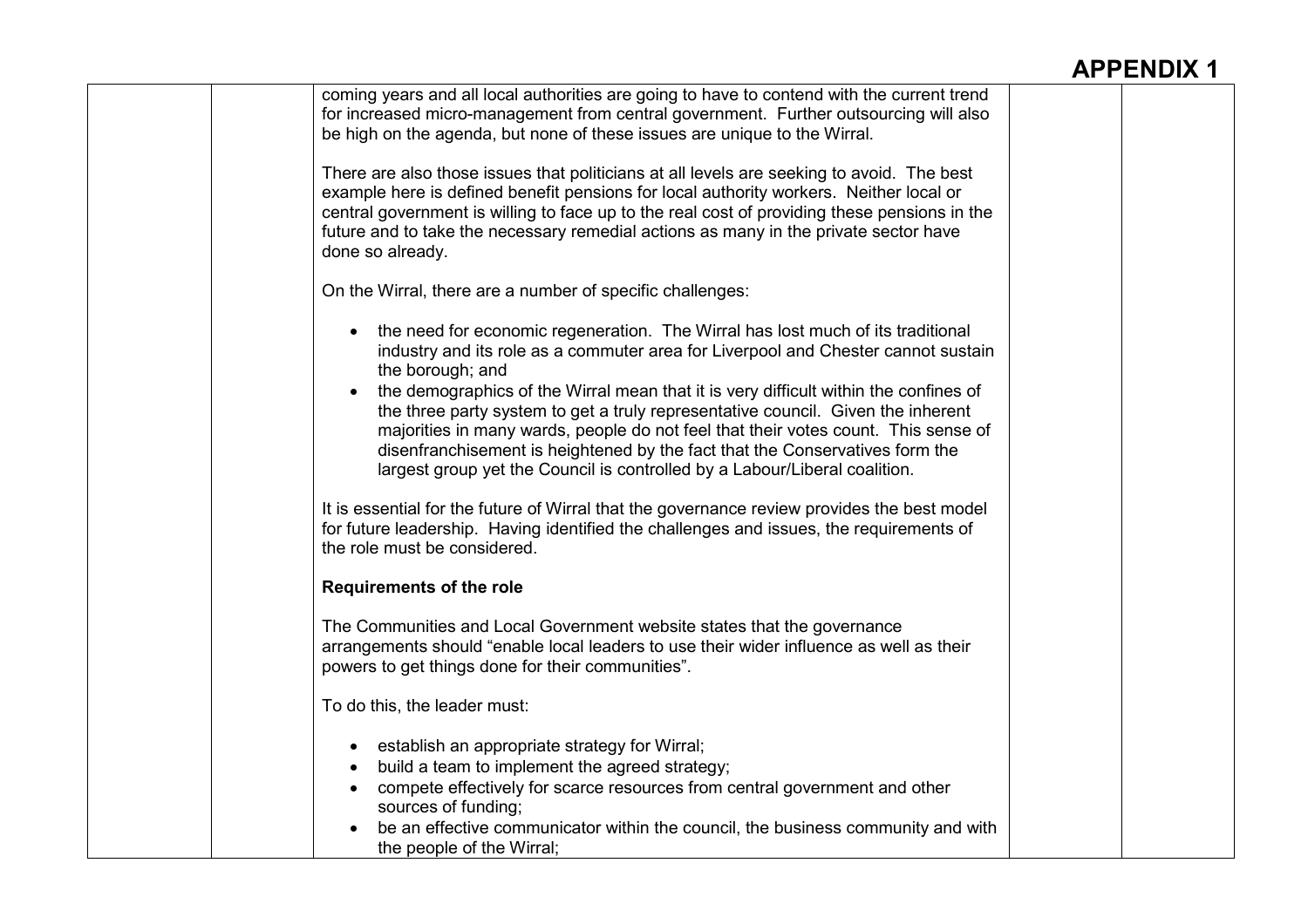# APPENDIX 1

coming years and all local authorities are going to have to contend with the current trend for increased micro-management from central government. Further outsourcing will also be high on the agenda, but none of these issues are unique to the Wirral.

There are also those issues that politicians at all levels are seeking to avoid. The best example here is defined benefit pensions for local authority workers. Neither local or central government is willing to face up to the real cost of providing these pensions in the future and to take the necessary remedial actions as many in the private sector have done so already.

On the Wirral, there are a number of specific challenges:

- the need for economic regeneration. The Wirral has lost much of its traditional industry and its role as a commuter area for Liverpool and Chester cannot sustain the borough; and
- the demographics of the Wirral mean that it is very difficult within the confines of the three party system to get a truly representative council. Given the inherent majorities in many wards, people do not feel that their votes count. This sense of disenfranchisement is heightened by the fact that the Conservatives form the largest group yet the Council is controlled by a Labour/Liberal coalition.

It is essential for the future of Wirral that the governance review provides the best model for future leadership. Having identified the challenges and issues, the requirements of the role must be considered.

**Requirements of the role**

The Communities and Local Government website states that the governance arrangements should "enable local leaders to use their wider influence as well as their powers to get things done for their communities".

To do this, the leader must:

- establish an appropriate strategy for Wirral;
- build a team to implement the agreed strategy;
- compete effectively for scarce resources from central government and other sources of funding;
- be an effective communicator within the council, the business community and with the people of the Wirral;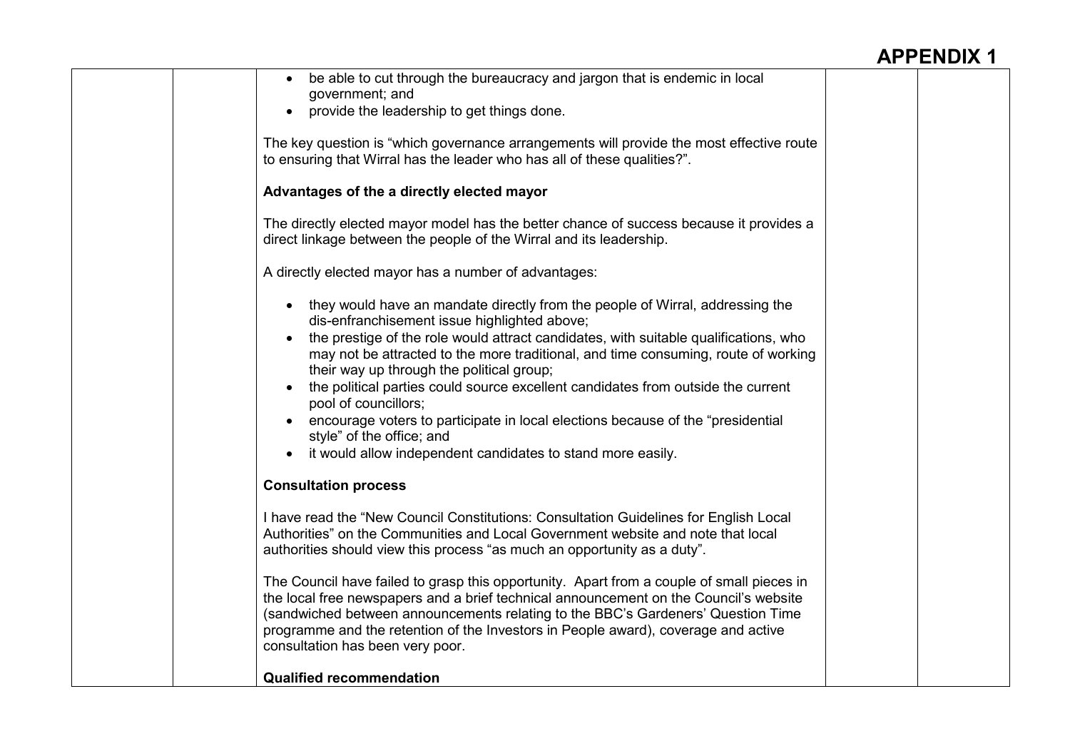# APPENDIX 1

- be able to cut through the bureaucracy and jargon that is endemic in local government; and
- provide the leadership to get things done.

The key question is "which governance arrangements will provide the most effective route to ensuring that Wirral has the leader who has all of these qualities?".

**Advantages of the a directly elected mayor**

The directly elected mayor model has the better chance of success because it provides a direct linkage between the people of the Wirral and its leadership.

A directly elected mayor has a number of advantages:

- they would have an mandate directly from the people of Wirral, addressing the dis-enfranchisement issue highlighted above;
- the prestige of the role would attract candidates, with suitable qualifications, who may not be attracted to the more traditional, and time consuming, route of working their way up through the political group;
- the political parties could source excellent candidates from outside the current pool of councillors;
- encourage voters to participate in local elections because of the "presidential style" of the office; and
- it would allow independent candidates to stand more easily.

**Consultation process**

I have read the "New Council Constitutions: Consultation Guidelines for English Local Authorities" on the Communities and Local Government website and note that local authorities should view this process "as much an opportunity as a duty".

The Council have failed to grasp this opportunity. Apart from a couple of small pieces in the local free newspapers and a brief technical announcement on the Council's website (sandwiched between announcements relating to the BBC's Gardeners' Question Time programme and the retention of the Investors in People award), coverage and active consultation has been very poor.

**Qualified recommendation**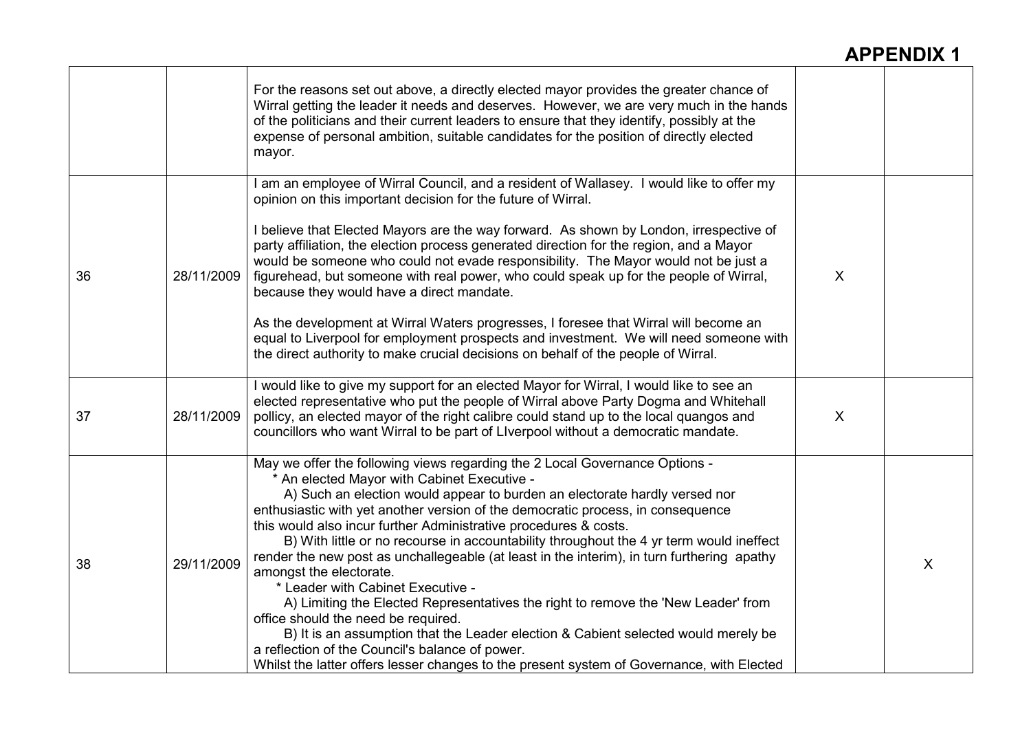# APPENDIX 1

| | | | | |
|---|---|---|---|---|
| | | For the reasons set out above, a directly elected mayor provides the greater chance of Wirral getting the leader it needs and deserves. However, we are very much in the hands of the politicians and their current leaders to ensure that they identify, possibly at the expense of personal ambition, suitable candidates for the position of directly elected mayor. | | |
| 36 | 28/11/2009 | I am an employee of Wirral Council, and a resident of Wallasey. I would like to offer my opinion on this important decision for the future of Wirral.<br><br>I believe that Elected Mayors are the way forward. As shown by London, irrespective of party affiliation, the election process generated direction for the region, and a Mayor would be someone who could not evade responsibility. The Mayor would not be just a figurehead, but someone with real power, who could speak up for the people of Wirral, because they would have a direct mandate.<br><br>As the development at Wirral Waters progresses, I foresee that Wirral will become an equal to Liverpool for employment prospects and investment. We will need someone with the direct authority to make crucial decisions on behalf of the people of Wirral. | X | |
| 37 | 28/11/2009 | I would like to give my support for an elected Mayor for Wirral, I would like to see an elected representative who put the people of Wirral above Party Dogma and Whitehall pollicy, an elected mayor of the right calibre could stand up to the local quangos and councillors who want Wirral to be part of LIverpool without a democratic mandate. | X | |
| 38 | 29/11/2009 | May we offer the following views regarding the 2 Local Governance Options -<br>* An elected Mayor with Cabinet Executive -<br>A) Such an election would appear to burden an electorate hardly versed nor enthusiastic with yet another version of the democratic process, in consequence this would also incur further Administrative procedures & costs.<br>B) With little or no recourse in accountability throughout the 4 yr term would ineffect render the new post as unchallegeable (at least in the interim), in turn furthering apathy amongst the electorate.<br>* Leader with Cabinet Executive -<br>A) Limiting the Elected Representatives the right to remove the 'New Leader' from office should the need be required.<br>B) It is an assumption that the Leader election & Cabient selected would merely be a reflection of the Council's balance of power.<br>Whilst the latter offers lesser changes to the present system of Governance, with Elected | | X |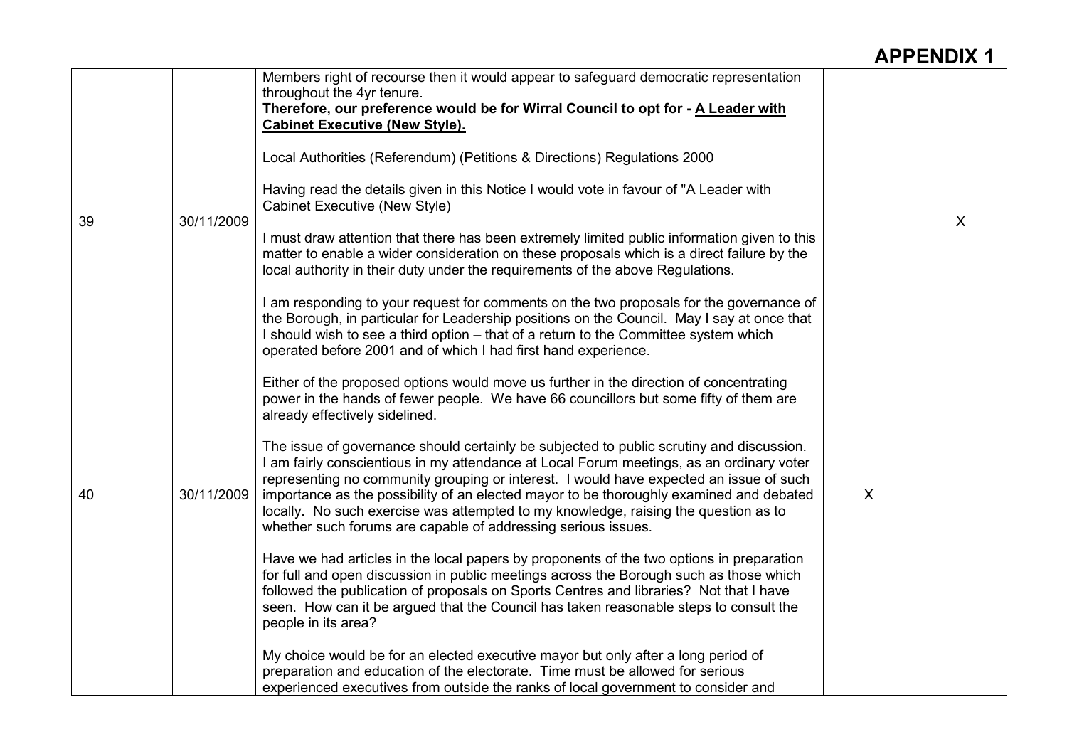# APPENDIX 1

| | | | | |
|---|---|---|---|---|
| | | Members right of recourse then it would appear to safeguard democratic representation throughout the 4yr tenure.<br>**Therefore, our preference would be for Wirral Council to opt for - <u>A Leader with Cabinet Executive (New Style).</u>** | | |
| 39 | 30/11/2009 | Local Authorities (Referendum) (Petitions & Directions) Regulations 2000<br><br>Having read the details given in this Notice I would vote in favour of "A Leader with Cabinet Executive (New Style)<br><br>I must draw attention that there has been extremely limited public information given to this matter to enable a wider consideration on these proposals which is a direct failure by the local authority in their duty under the requirements of the above Regulations. | | X |
| 40 | 30/11/2009 | I am responding to your request for comments on the two proposals for the governance of the Borough, in particular for Leadership positions on the Council. May I say at once that I should wish to see a third option – that of a return to the Committee system which operated before 2001 and of which I had first hand experience.<br><br>Either of the proposed options would move us further in the direction of concentrating power in the hands of fewer people. We have 66 councillors but some fifty of them are already effectively sidelined.<br><br>The issue of governance should certainly be subjected to public scrutiny and discussion. I am fairly conscientious in my attendance at Local Forum meetings, as an ordinary voter representing no community grouping or interest. I would have expected an issue of such importance as the possibility of an elected mayor to be thoroughly examined and debated locally. No such exercise was attempted to my knowledge, raising the question as to whether such forums are capable of addressing serious issues.<br><br>Have we had articles in the local papers by proponents of the two options in preparation for full and open discussion in public meetings across the Borough such as those which followed the publication of proposals on Sports Centres and libraries? Not that I have seen. How can it be argued that the Council has taken reasonable steps to consult the people in its area?<br><br>My choice would be for an elected executive mayor but only after a long period of preparation and education of the electorate. Time must be allowed for serious experienced executives from outside the ranks of local government to consider and | X | |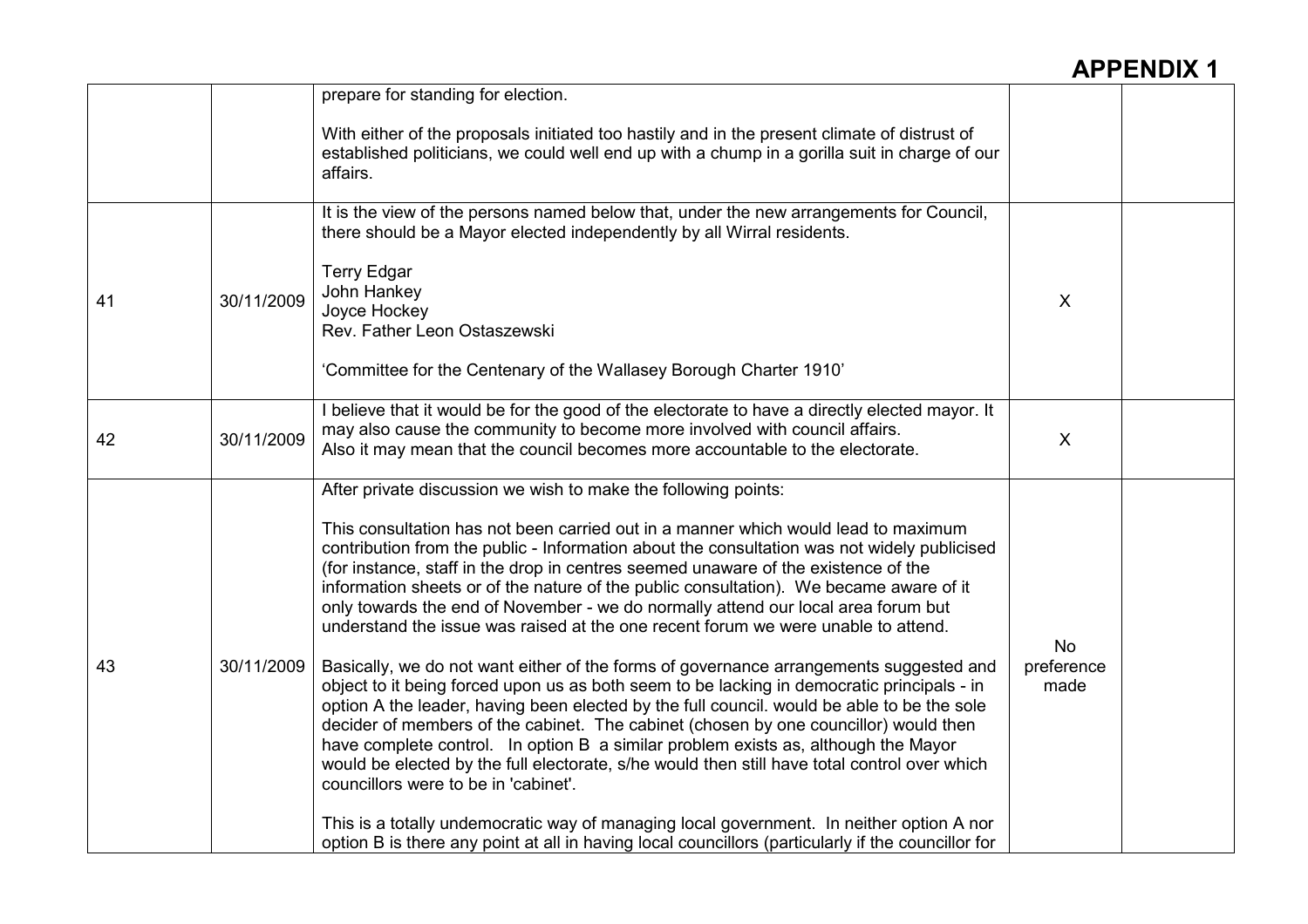# APPENDIX 1

| | | | | |
|---|---|---|---|---|
| | | prepare for standing for election.<br><br>With either of the proposals initiated too hastily and in the present climate of distrust of established politicians, we could well end up with a chump in a gorilla suit in charge of our affairs. | | |
| 41 | 30/11/2009 | It is the view of the persons named below that, under the new arrangements for Council, there should be a Mayor elected independently by all Wirral residents.<br><br>Terry Edgar<br>John Hankey<br>Joyce Hockey<br>Rev. Father Leon Ostaszewski<br><br>'Committee for the Centenary of the Wallasey Borough Charter 1910' | X | |
| 42 | 30/11/2009 | I believe that it would be for the good of the electorate to have a directly elected mayor. It may also cause the community to become more involved with council affairs.<br>Also it may mean that the council becomes more accountable to the electorate. | X | |
| 43 | 30/11/2009 | After private discussion we wish to make the following points:<br><br>This consultation has not been carried out in a manner which would lead to maximum contribution from the public - Information about the consultation was not widely publicised (for instance, staff in the drop in centres seemed unaware of the existence of the information sheets or of the nature of the public consultation). We became aware of it only towards the end of November - we do normally attend our local area forum but understand the issue was raised at the one recent forum we were unable to attend.<br><br>Basically, we do not want either of the forms of governance arrangements suggested and object to it being forced upon us as both seem to be lacking in democratic principals - in option A the leader, having been elected by the full council. would be able to be the sole decider of members of the cabinet. The cabinet (chosen by one councillor) would then have complete control. In option B a similar problem exists as, although the Mayor would be elected by the full electorate, s/he would then still have total control over which councillors were to be in 'cabinet'.<br><br>This is a totally undemocratic way of managing local government. In neither option A nor option B is there any point at all in having local councillors (particularly if the councillor for | No preference made | |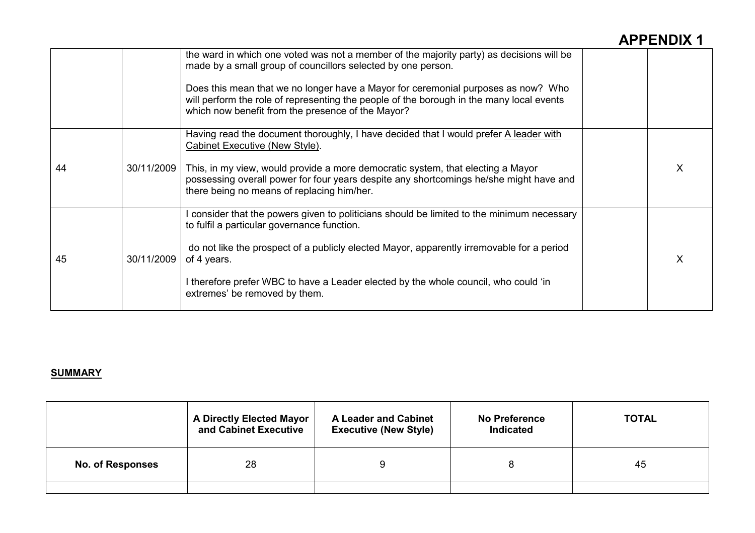# APPENDIX 1

| | | | | |
|---|---|---|---|---|
| | | the ward in which one voted was not a member of the majority party) as decisions will be made by a small group of councillors selected by one person.<br><br>Does this mean that we no longer have a Mayor for ceremonial purposes as now? Who will perform the role of representing the people of the borough in the many local events which now benefit from the presence of the Mayor? | | |
| 44 | 30/11/2009 | Having read the document thoroughly, I have decided that I would prefer <u>A leader with Cabinet Executive (New Style)</u>.<br><br>This, in my view, would provide a more democratic system, that electing a Mayor possessing overall power for four years despite any shortcomings he/she might have and there being no means of replacing him/her. | | X |
| 45 | 30/11/2009 | I consider that the powers given to politicians should be limited to the minimum necessary to fulfil a particular governance function.<br><br>do not like the prospect of a publicly elected Mayor, apparently irremovable for a period of 4 years.<br><br>I therefore prefer WBC to have a Leader elected by the whole council, who could 'in extremes' be removed by them. | | X |

**<u>SUMMARY</u>**

| | A Directly Elected Mayor and Cabinet Executive | A Leader and Cabinet Executive (New Style) | No Preference Indicated | TOTAL |
|---|---|---|---|---|
| **No. of Responses** | 28 | 9 | 8 | 45 |
| | | | | |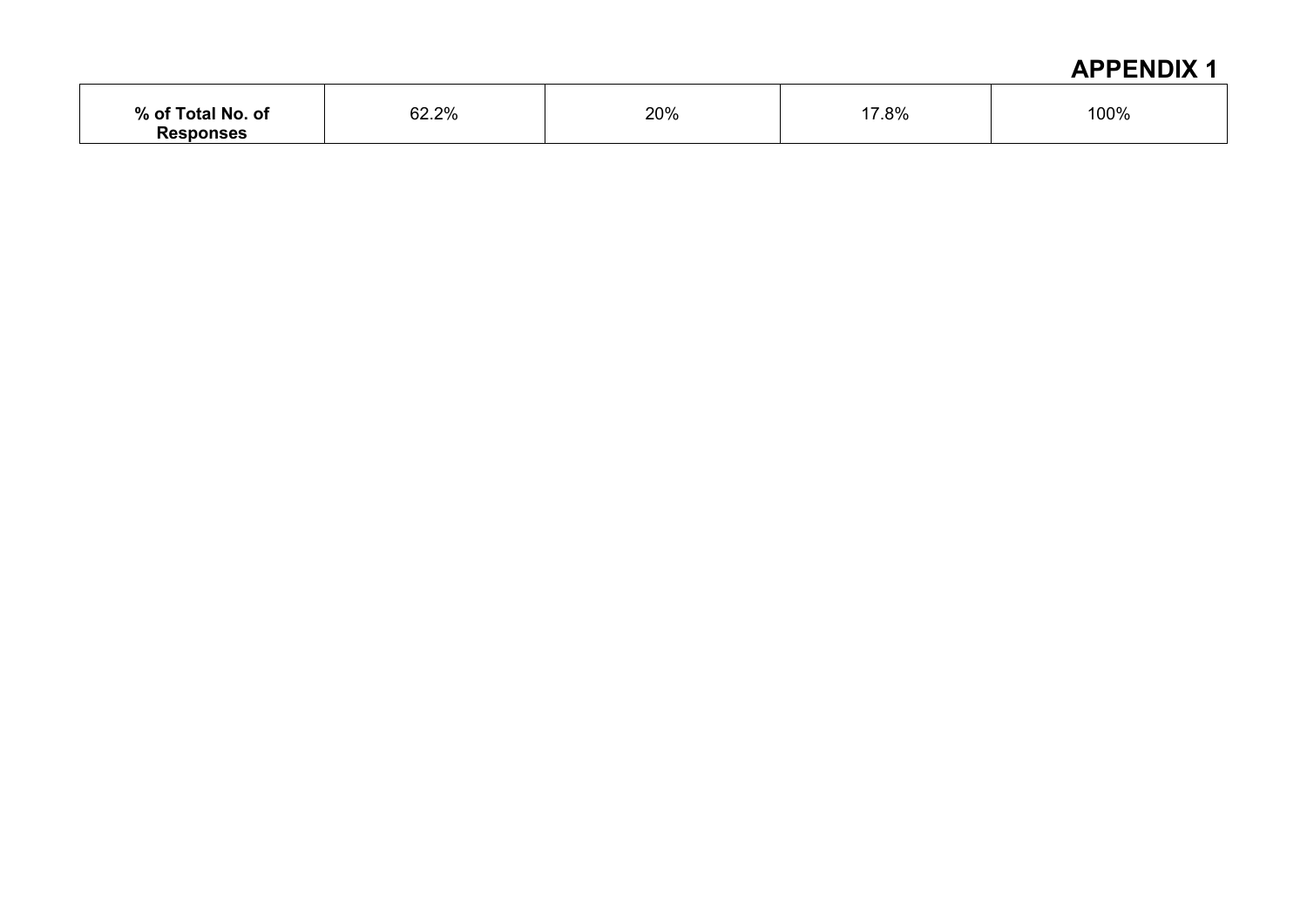# APPENDIX 1

| | | | | |
|---|---|---|---|---|
| **% of Total No. of Responses** | 62.2% | 20% | 17.8% | 100% |